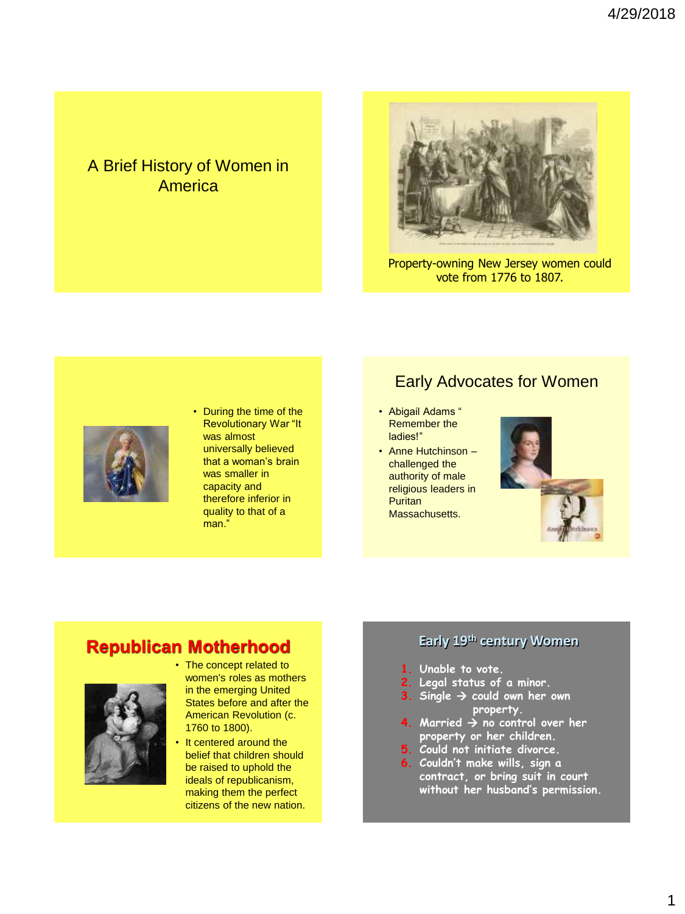# A Brief History of Women in America

Property-owning New Jersey women could vote from 1776 to 1807.

- During the time of the Revolutionary War "It was almost universally believed that a woman's brain was smaller in capacity and therefore inferior in quality to that of a man."

## Early Advocates for Women

- Abigail Adams " Remember the ladies!"
- Anne Hutchinson – challenged the authority of male religious leaders in Puritan Massachusetts.

## Republican Motherhood

- The concept related to women's roles as mothers in the emerging United States before and after the American Revolution (c. 1760 to 1800).
- It centered around the belief that children should be raised to uphold the ideals of republicanism, making them the perfect citizens of the new nation.

## Early 19th century Women

1. Unable to vote.
2. Legal status of a minor.
3. Single → could own her own property.
4. Married → no control over her property or her children.
5. Could not initiate divorce.
6. Couldn't make wills, sign a contract, or bring suit in court without her husband's permission.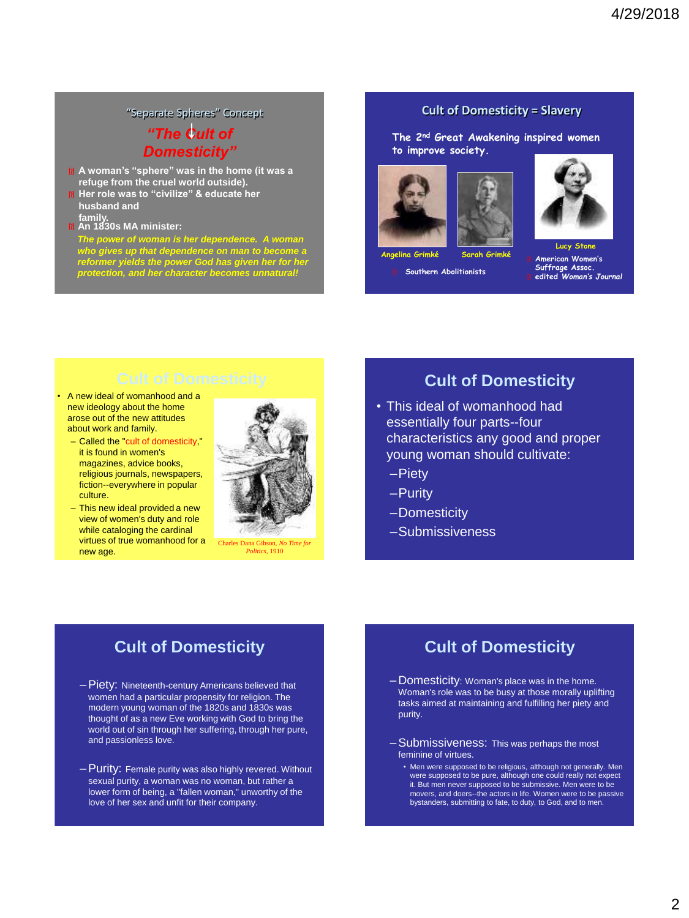## "Separate Spheres" Concept

### "The Cult of Domesticity"

- A woman's "sphere" was in the home (it was a refuge from the cruel world outside).
- Her role was to "civilize" & educate her husband and family.
- An 1830s MA minister:

*The power of woman is her dependence. A woman who gives up that dependence on man to become a reformer yields the power God has given her for her protection, and her character becomes unnatural!*

## Cult of Domesticity = Slavery

The 2nd Great Awakening inspired women to improve society.

Angelina Grimké

Sarah Grimké

- Southern Abolitionists

Lucy Stone

- American Women's Suffrage Assoc.
- edited *Woman's Journal*

## Cult of Domesticity

- A new ideal of womanhood and a new ideology about the home arose out of the new attitudes about work and family.
  - Called the "cult of domesticity," it is found in women's magazines, advice books, religious journals, newspapers, fiction--everywhere in popular culture.
  - This new ideal provided a new view of women's duty and role while cataloging the cardinal virtues of true womanhood for a new age.

Charles Dana Gibson, *No Time for Politics*, 1910

## Cult of Domesticity

- This ideal of womanhood had essentially four parts--four characteristics any good and proper young woman should cultivate:
  - Piety
  - Purity
  - Domesticity
  - Submissiveness

## Cult of Domesticity

- Piety: Nineteenth-century Americans believed that women had a particular propensity for religion. The modern young woman of the 1820s and 1830s was thought of as a new Eve working with God to bring the world out of sin through her suffering, through her pure, and passionless love.
- Purity: Female purity was also highly revered. Without sexual purity, a woman was no woman, but rather a lower form of being, a "fallen woman," unworthy of the love of her sex and unfit for their company.

## Cult of Domesticity

- Domesticity: Woman's place was in the home. Woman's role was to be busy at those morally uplifting tasks aimed at maintaining and fulfilling her piety and purity.
- Submissiveness: This was perhaps the most feminine of virtues.
  - Men were supposed to be religious, although not generally. Men were supposed to be pure, although one could really not expect it. But men never supposed to be submissive. Men were to be movers, and doers--the actors in life. Women were to be passive bystanders, submitting to fate, to duty, to God, and to men.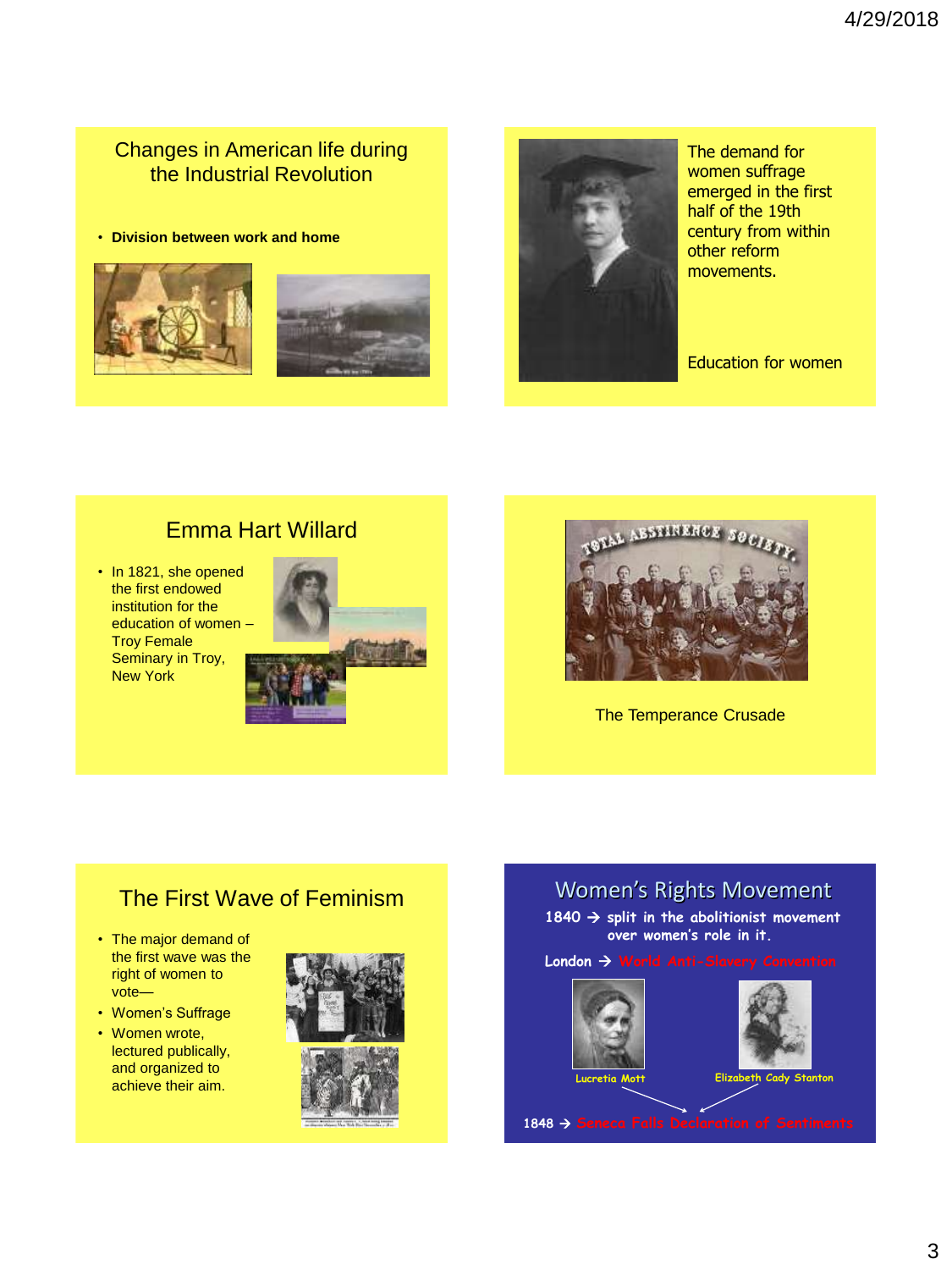## Changes in American life during the Industrial Revolution

- **Division between work and home**

The demand for women suffrage emerged in the first half of the 19th century from within other reform movements.

Education for women

## Emma Hart Willard

- In 1821, she opened the first endowed institution for the education of women – Troy Female Seminary in Troy, New York

TOTAL ABSTINENCE SOCIETY.

The Temperance Crusade

## The First Wave of Feminism

- The major demand of the first wave was the right of women to vote—
- Women's Suffrage
- Women wrote, lectured publically, and organized to achieve their aim.

## Women's Rights Movement

1840 → split in the abolitionist movement over women's role in it.

London → World Anti-Slavery Convention

Lucretia Mott

Elizabeth Cady Stanton

1848 → Seneca Falls Declaration of Sentiments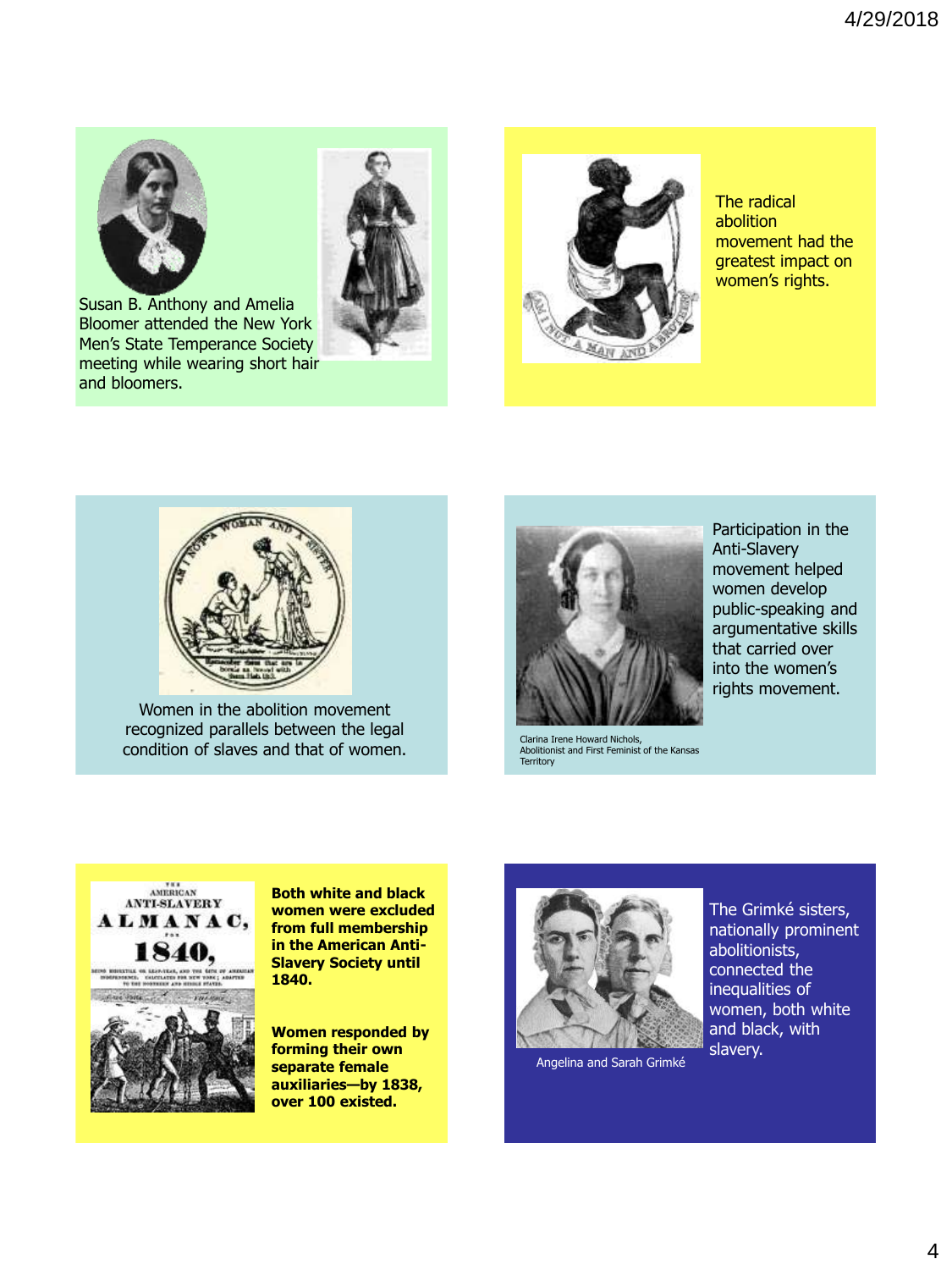Susan B. Anthony and Amelia Bloomer attended the New York Men's State Temperance Society meeting while wearing short hair and bloomers.

The radical abolition movement had the greatest impact on women's rights.

Women in the abolition movement recognized parallels between the legal condition of slaves and that of women.

Participation in the Anti-Slavery movement helped women develop public-speaking and argumentative skills that carried over into the women's rights movement.

Clarina Irene Howard Nichols, Abolitionist and First Feminist of the Kansas Territory

**Both white and black women were excluded from full membership in the American Anti-Slavery Society until 1840.**

**Women responded by forming their own separate female auxiliaries—by 1838, over 100 existed.**

The Grimké sisters, nationally prominent abolitionists, connected the inequalities of women, both white and black, with slavery.

Angelina and Sarah Grimké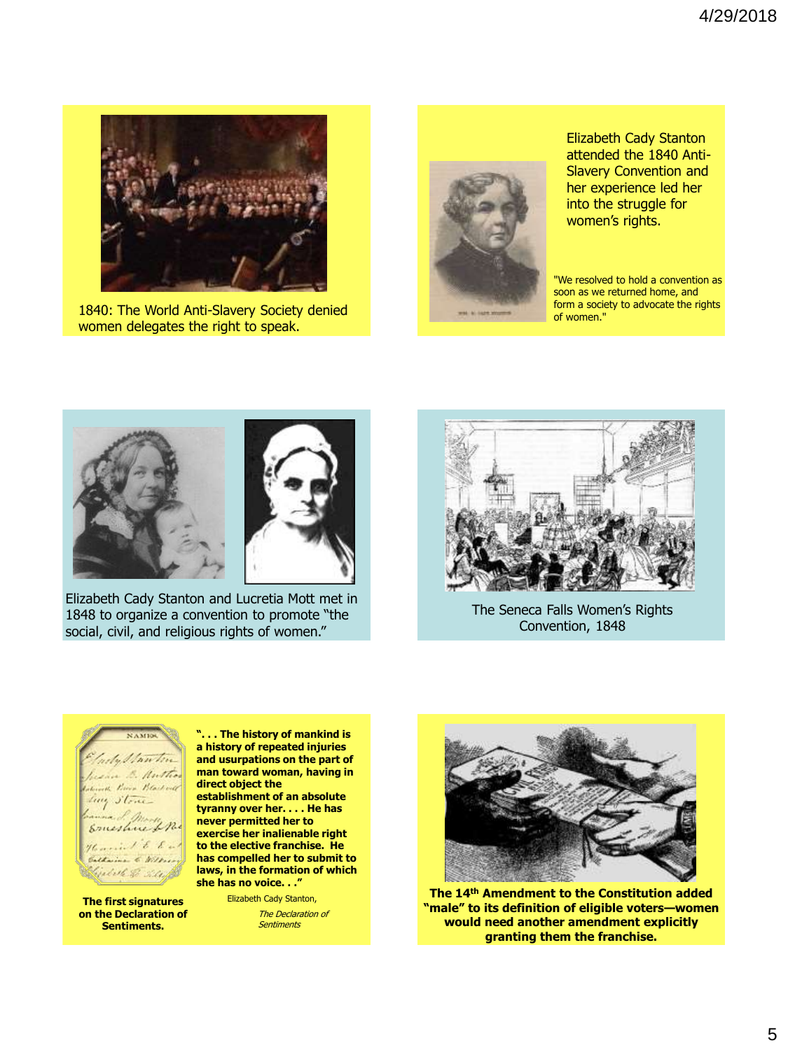1840: The World Anti-Slavery Society denied women delegates the right to speak.

Elizabeth Cady Stanton attended the 1840 Anti-Slavery Convention and her experience led her into the struggle for women's rights.

"We resolved to hold a convention as soon as we returned home, and form a society to advocate the rights of women."

Elizabeth Cady Stanton and Lucretia Mott met in 1848 to organize a convention to promote "the social, civil, and religious rights of women."

The Seneca Falls Women's Rights Convention, 1848

**The first signatures on the Declaration of Sentiments.**

**". . . The history of mankind is a history of repeated injuries and usurpations on the part of man toward woman, having in direct object the establishment of an absolute tyranny over her. . . . He has never permitted her to exercise her inalienable right to the elective franchise. He has compelled her to submit to laws, in the formation of which she has no voice. . ."**

Elizabeth Cady Stanton,
*The Declaration of Sentiments*

**The 14th Amendment to the Constitution added "male" to its definition of eligible voters—women would need another amendment explicitly granting them the franchise.**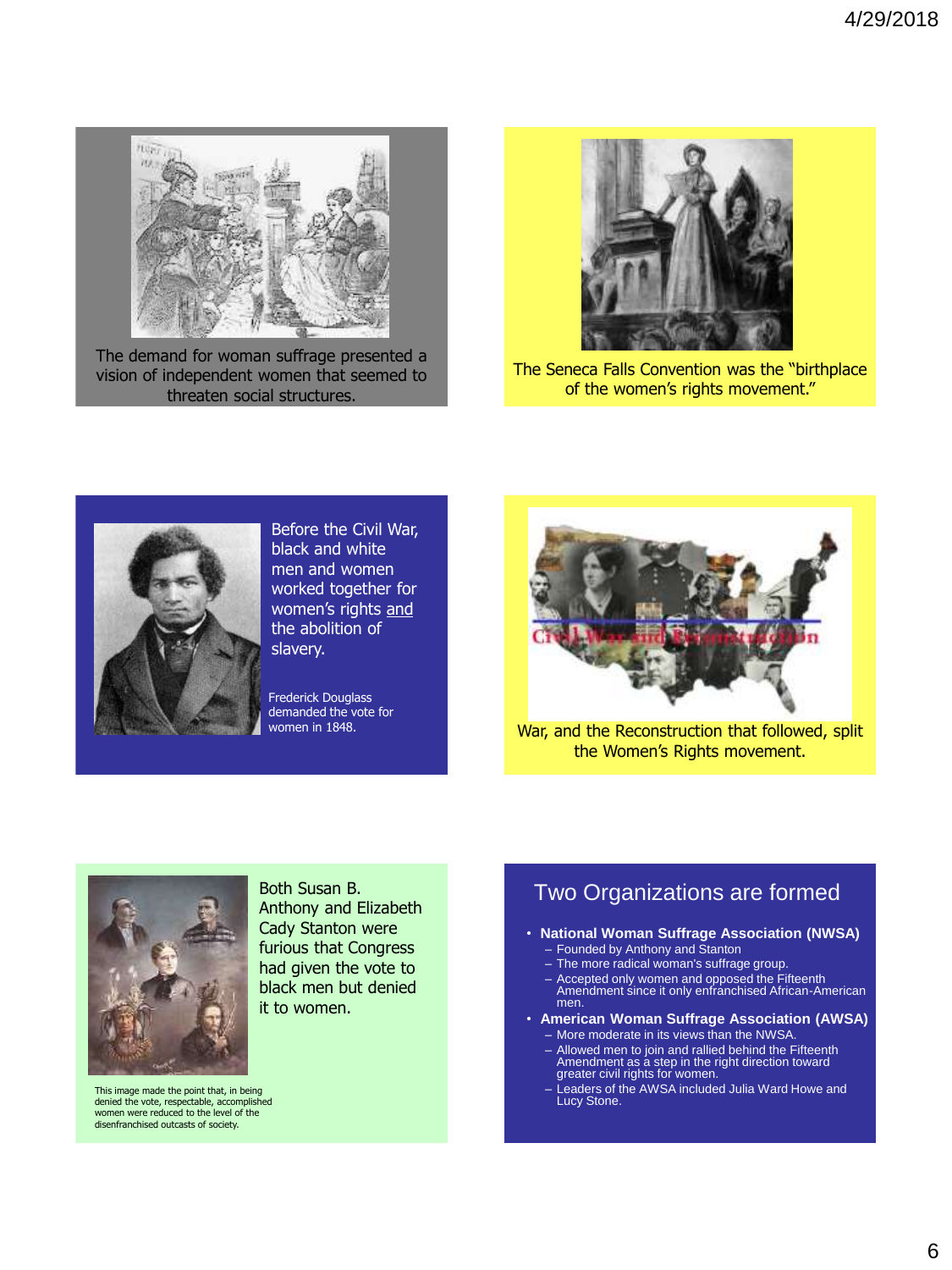The demand for woman suffrage presented a vision of independent women that seemed to threaten social structures.

The Seneca Falls Convention was the "birthplace of the women's rights movement."

Before the Civil War, black and white men and women worked together for women's rights and the abolition of slavery.

Frederick Douglass demanded the vote for women in 1848.

War, and the Reconstruction that followed, split the Women's Rights movement.

Both Susan B. Anthony and Elizabeth Cady Stanton were furious that Congress had given the vote to black men but denied it to women.

This image made the point that, in being denied the vote, respectable, accomplished women were reduced to the level of the disenfranchised outcasts of society.

## Two Organizations are formed

- **National Woman Suffrage Association (NWSA)**
  - Founded by Anthony and Stanton
  - The more radical woman's suffrage group.
  - Accepted only women and opposed the Fifteenth Amendment since it only enfranchised African-American men.
- **American Woman Suffrage Association (AWSA)**
  - More moderate in its views than the NWSA.
  - Allowed men to join and rallied behind the Fifteenth Amendment as a step in the right direction toward greater civil rights for women.
  - Leaders of the AWSA included Julia Ward Howe and Lucy Stone.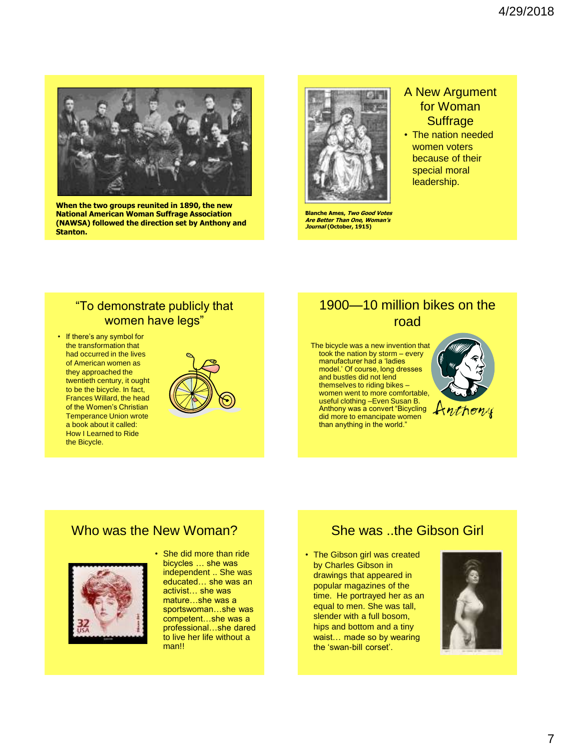When the two groups reunited in 1890, the new National American Woman Suffrage Association (NAWSA) followed the direction set by Anthony and Stanton.

## A New Argument for Woman Suffrage

- The nation needed women voters because of their special moral leadership.

Blanche Ames, ***Two Good Votes Are Better Than One, Woman's Journal*** **(October, 1915)**

## "To demonstrate publicly that women have legs"

- If there's any symbol for the transformation that had occurred in the lives of American women as they approached the twentieth century, it ought to be the bicycle. In fact, Frances Willard, the head of the Women's Christian Temperance Union wrote a book about it called: How I Learned to Ride the Bicycle.

## 1900—10 million bikes on the road

The bicycle was a new invention that took the nation by storm – every manufacturer had a 'ladies model.' Of course, long dresses and bustles did not lend themselves to riding bikes – women went to more comfortable, useful clothing –Even Susan B. Anthony was a convert "Bicycling did more to emancipate women than anything in the world."

Anthony

## Who was the New Woman?

- She did more than ride bicycles … she was independent .. She was educated… she was an activist… she was mature…she was a sportswoman…she was competent…she was a professional…she dared to live her life without a man!!

## She was ..the Gibson Girl

- The Gibson girl was created by Charles Gibson in drawings that appeared in popular magazines of the time. He portrayed her as an equal to men. She was tall, slender with a full bosom, hips and bottom and a tiny waist… made so by wearing the 'swan-bill corset'.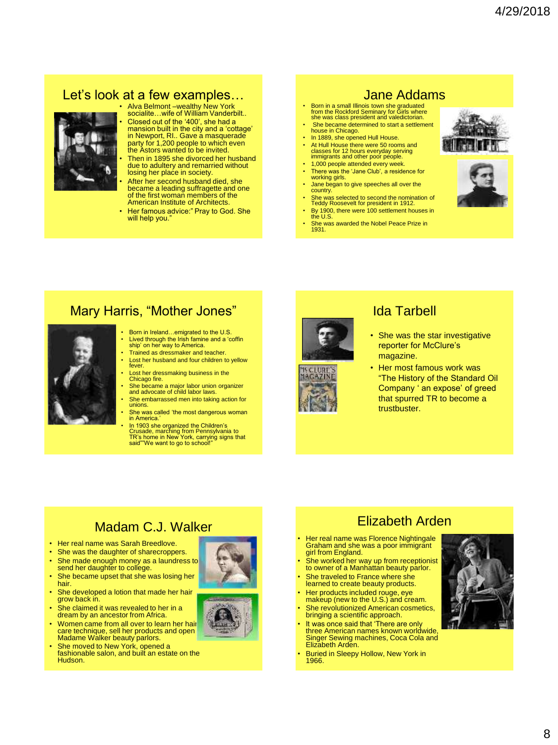## Let's look at a few examples…

- Alva Belmont –wealthy New York socialite…wife of William Vanderbilt..
- Closed out of the '400', she had a mansion built in the city and a 'cottage' in Newport, RI.. Gave a masquerade party for 1,200 people to which even the Astors wanted to be invited.
- Then in 1895 she divorced her husband due to adultery and remarried without losing her place in society.
- After her second husband died, she became a leading suffragette and one of the first woman members of the American Institute of Architects.
- Her famous advice:" Pray to God. She will help you."

## Jane Addams

- Born in a small Illinois town she graduated from the Rockford Seminary for Girls where she was class president and valedictorian.
- She became determined to start a settlement house in Chicago.
- In 1889, she opened Hull House.
- At Hull House there were 50 rooms and classes for 12 hours everyday serving immigrants and other poor people.
- 1,000 people attended every week.
- There was the 'Jane Club', a residence for working girls.
- Jane began to give speeches all over the country.
- She was selected to second the nomination of Teddy Roosevelt for president in 1912.
- By 1900, there were 100 settlement houses in the U.S.
- She was awarded the Nobel Peace Prize in 1931.

## Mary Harris, "Mother Jones"

- Born in Ireland…emigrated to the U.S.
- Lived through the Irish famine and a 'coffin ship' on her way to America.
- Trained as dressmaker and teacher.
- Lost her husband and four children to yellow fever.
- Lost her dressmaking business in the Chicago fire.
- She became a major labor union organizer and advocate of child labor laws.
- She embarrassed men into taking action for unions.
- She was called 'the most dangerous woman in America.'
- In 1903 she organized the Children's Crusade, marching from Pennsylvania to TR's home in New York, carrying signs that said""We want to go to school!"

## Ida Tarbell

- She was the star investigative reporter for McClure's magazine.
- Her most famous work was "The History of the Standard Oil Company ' an expose' of greed that spurred TR to become a trustbuster.

## Madam C.J. Walker

- Her real name was Sarah Breedlove.
- She was the daughter of sharecroppers.
- She made enough money as a laundress to send her daughter to college.
- She became upset that she was losing her hair.
- She developed a lotion that made her hair grow back in.
- She claimed it was revealed to her in a dream by an ancestor from Africa.
- Women came from all over to learn her hair care technique, sell her products and open Madame Walker beauty parlors.
- She moved to New York, opened a fashionable salon, and built an estate on the Hudson.

## Elizabeth Arden

- Her real name was Florence Nightingale Graham and she was a poor immigrant girl from England.
- She worked her way up from receptionist to owner of a Manhattan beauty parlor.
- She traveled to France where she learned to create beauty products.
- Her products included rouge, eye makeup (new to the U.S.) and cream.
- She revolutionized American cosmetics, bringing a scientific approach.
- It was once said that 'There are only three American names known worldwide, Singer Sewing machines, Coca Cola and Elizabeth Arden.
- Buried in Sleepy Hollow, New York in 1966.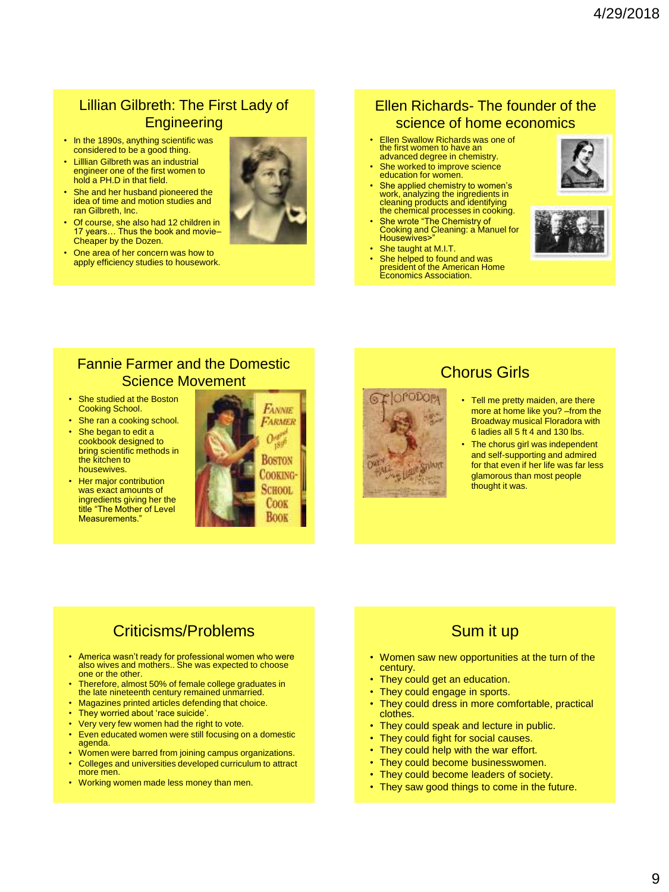## Lillian Gilbreth: The First Lady of Engineering

- In the 1890s, anything scientific was considered to be a good thing.
- Lilllian Gilbreth was an industrial engineer one of the first women to hold a PH.D in that field.
- She and her husband pioneered the idea of time and motion studies and ran Gilbreth, Inc.
- Of course, she also had 12 children in 17 years… Thus the book and movie– Cheaper by the Dozen.
- One area of her concern was how to apply efficiency studies to housework.

## Ellen Richards- The founder of the science of home economics

- Ellen Swallow Richards was one of the first women to have an advanced degree in chemistry.
- She worked to improve science education for women.
- She applied chemistry to women's work, analyzing the ingredients in cleaning products and identifying the chemical processes in cooking.
- She wrote "The Chemistry of Cooking and Cleaning: a Manuel for Housewives>"
- She taught at M.I.T.
- She helped to found and was president of the American Home Economics Association.

## Fannie Farmer and the Domestic Science Movement

- She studied at the Boston Cooking School.
- She ran a cooking school.
- She began to edit a cookbook designed to bring scientific methods in the kitchen to housewives.
- Her major contribution was exact amounts of ingredients giving her the title "The Mother of Level Measurements."

## Chorus Girls

- Tell me pretty maiden, are there more at home like you? –from the Broadway musical Floradora with 6 ladies all 5 ft 4 and 130 lbs.
- The chorus girl was independent and self-supporting and admired for that even if her life was far less glamorous than most people thought it was.

## Criticisms/Problems

- America wasn't ready for professional women who were also wives and mothers.. She was expected to choose one or the other.
- Therefore, almost 50% of female college graduates in the late nineteenth century remained unmarried.
- Magazines printed articles defending that choice.
- They worried about 'race suicide'.
- Very very few women had the right to vote.
- Even educated women were still focusing on a domestic agenda.
- Women were barred from joining campus organizations.
- Colleges and universities developed curriculum to attract more men.
- Working women made less money than men.

## Sum it up

- Women saw new opportunities at the turn of the century.
- They could get an education.
- They could engage in sports.
- They could dress in more comfortable, practical clothes.
- They could speak and lecture in public.
- They could fight for social causes.
- They could help with the war effort.
- They could become businesswomen.
- They could become leaders of society.
- They saw good things to come in the future.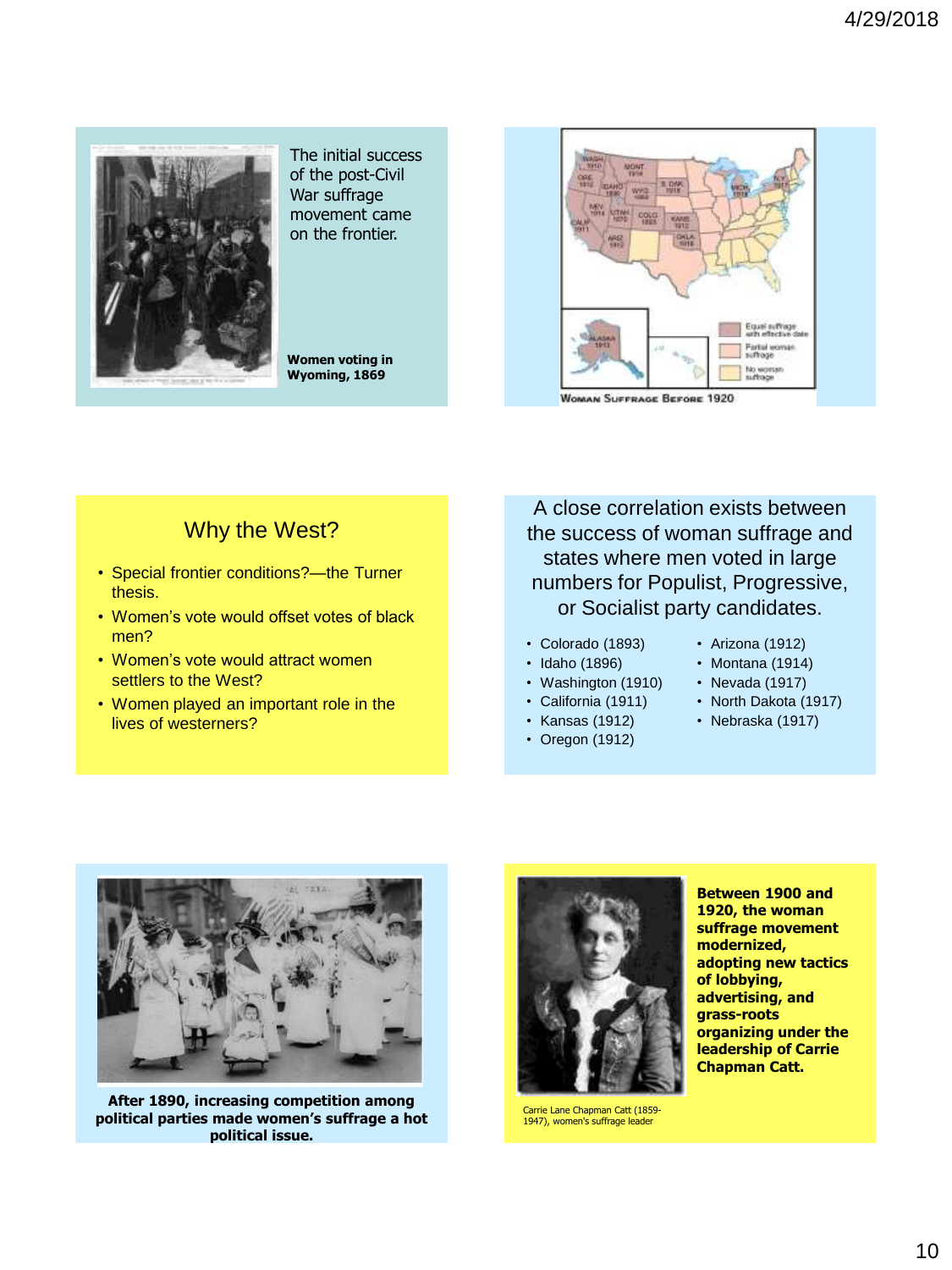The initial success of the post-Civil War suffrage movement came on the frontier.

**Women voting in Wyoming, 1869**

Woman Suffrage Before 1920

## Why the West?

- Special frontier conditions?—the Turner thesis.
- Women's vote would offset votes of black men?
- Women's vote would attract women settlers to the West?
- Women played an important role in the lives of westerners?

A close correlation exists between the success of woman suffrage and states where men voted in large numbers for Populist, Progressive, or Socialist party candidates.

- Colorado (1893)
- Idaho (1896)
- Washington (1910)
- California (1911)
- Kansas (1912)
- Oregon (1912)
- Arizona (1912)
- Montana (1914)
- Nevada (1917)
- North Dakota (1917)
- Nebraska (1917)

**After 1890, increasing competition among political parties made women's suffrage a hot political issue.**

**Between 1900 and 1920, the woman suffrage movement modernized, adopting new tactics of lobbying, advertising, and grass-roots organizing under the leadership of Carrie Chapman Catt.**

Carrie Lane Chapman Catt (1859-1947), women's suffrage leader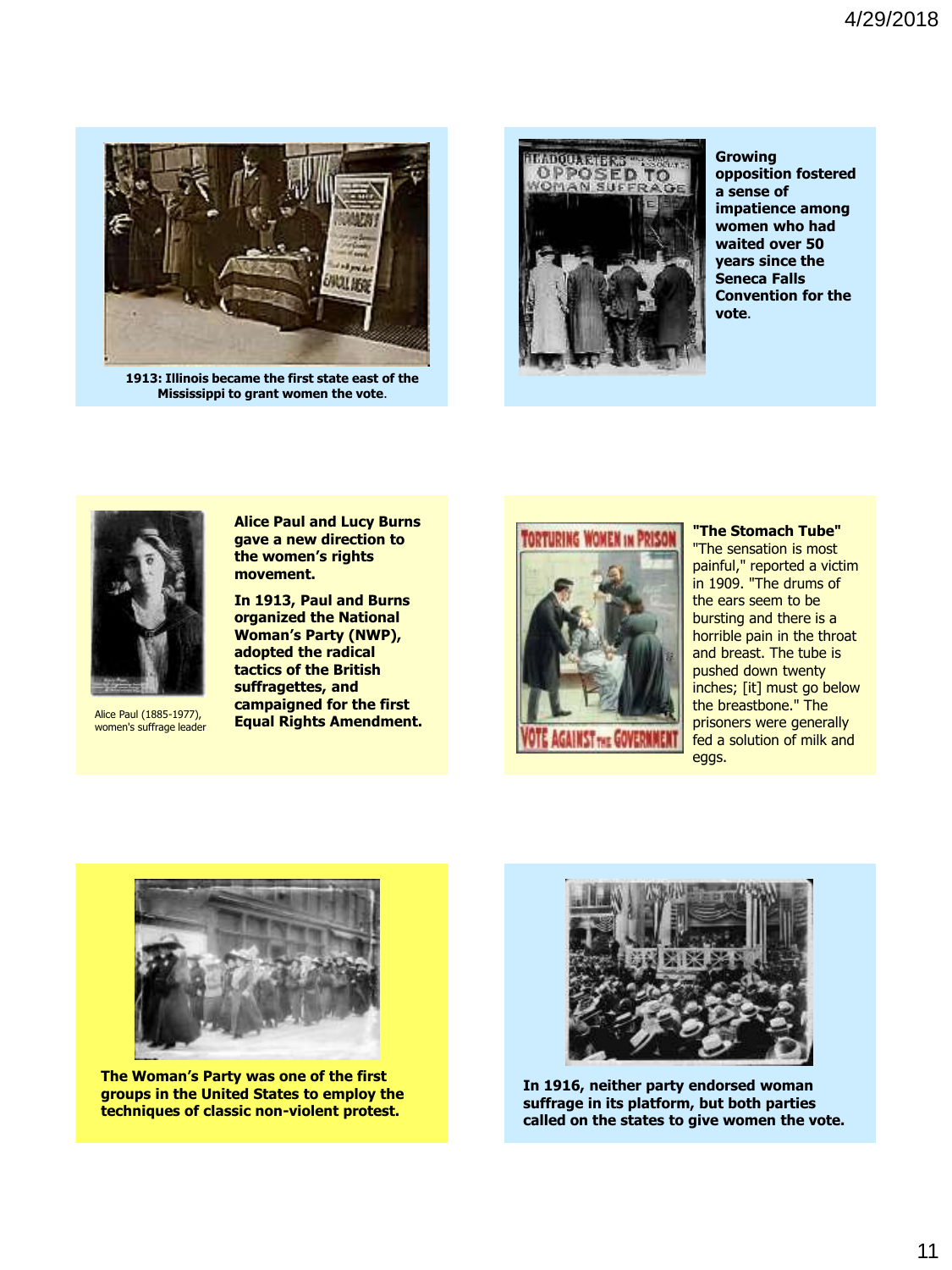1913: Illinois became the first state east of the Mississippi to grant women the vote.

Growing opposition fostered a sense of impatience among women who had waited over 50 years since the Seneca Falls Convention for the vote.

Alice Paul (1885-1977), women's suffrage leader

**Alice Paul and Lucy Burns gave a new direction to the women's rights movement.**

**In 1913, Paul and Burns organized the National Woman's Party (NWP), adopted the radical tactics of the British suffragettes, and campaigned for the first Equal Rights Amendment.**

**"The Stomach Tube"**
"The sensation is most painful," reported a victim in 1909. "The drums of the ears seem to be bursting and there is a horrible pain in the throat and breast. The tube is pushed down twenty inches; [it] must go below the breastbone." The prisoners were generally fed a solution of milk and eggs.

**The Woman's Party was one of the first groups in the United States to employ the techniques of classic non-violent protest.**

**In 1916, neither party endorsed woman suffrage in its platform, but both parties called on the states to give women the vote.**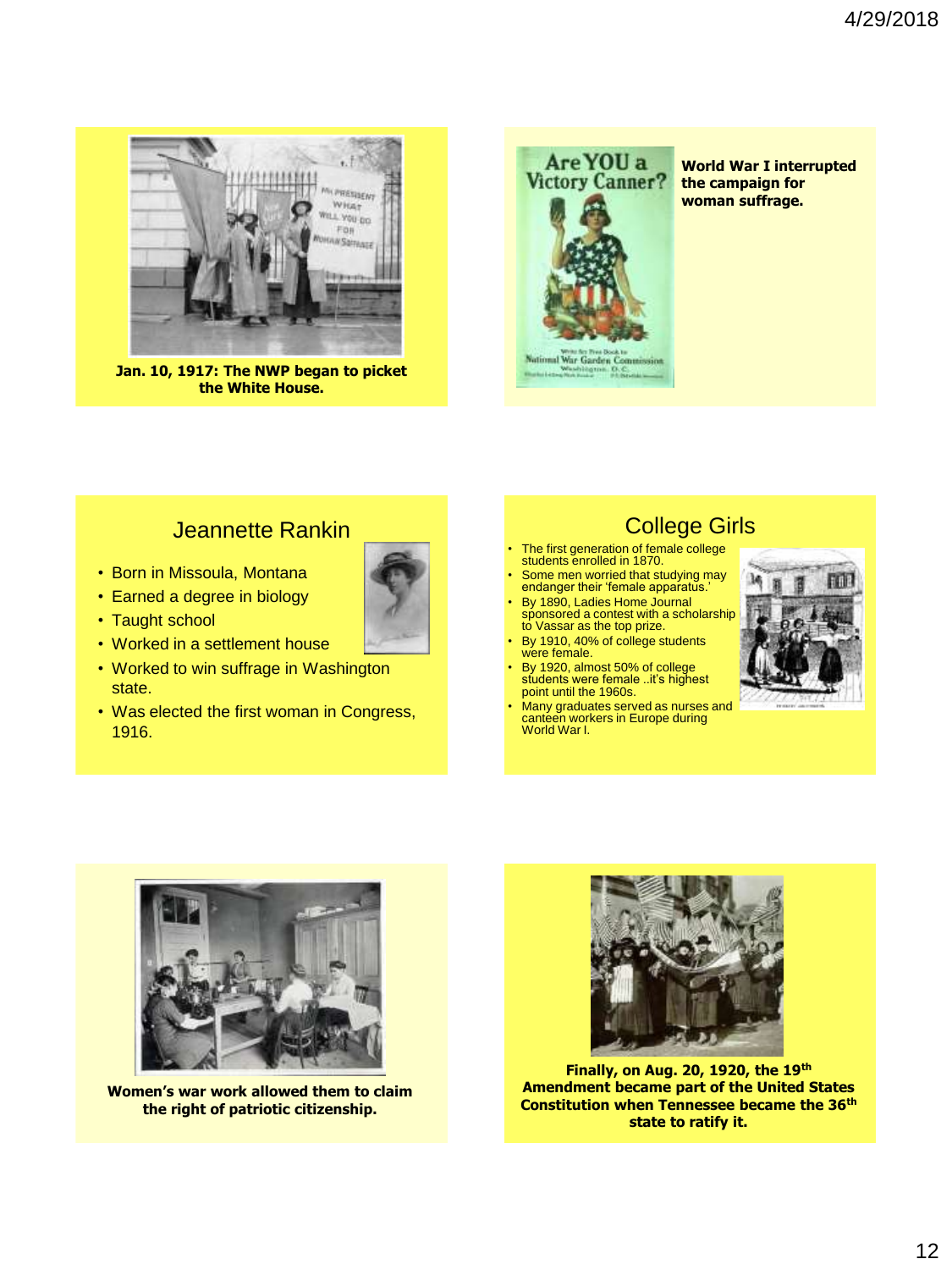Jan. 10, 1917: The NWP began to picket the White House.

World War I interrupted the campaign for woman suffrage.

## Jeannette Rankin

- Born in Missoula, Montana
- Earned a degree in biology
- Taught school
- Worked in a settlement house
- Worked to win suffrage in Washington state.
- Was elected the first woman in Congress, 1916.

## College Girls

- The first generation of female college students enrolled in 1870.
- Some men worried that studying may endanger their 'female apparatus.'
- By 1890, Ladies Home Journal sponsored a contest with a scholarship to Vassar as the top prize.
- By 1910, 40% of college students were female.
- By 1920, almost 50% of college students were female ..it's highest point until the 1960s.
- Many graduates served as nurses and canteen workers in Europe during World War I.

Women's war work allowed them to claim the right of patriotic citizenship.

Finally, on Aug. 20, 1920, the 19th Amendment became part of the United States Constitution when Tennessee became the 36th state to ratify it.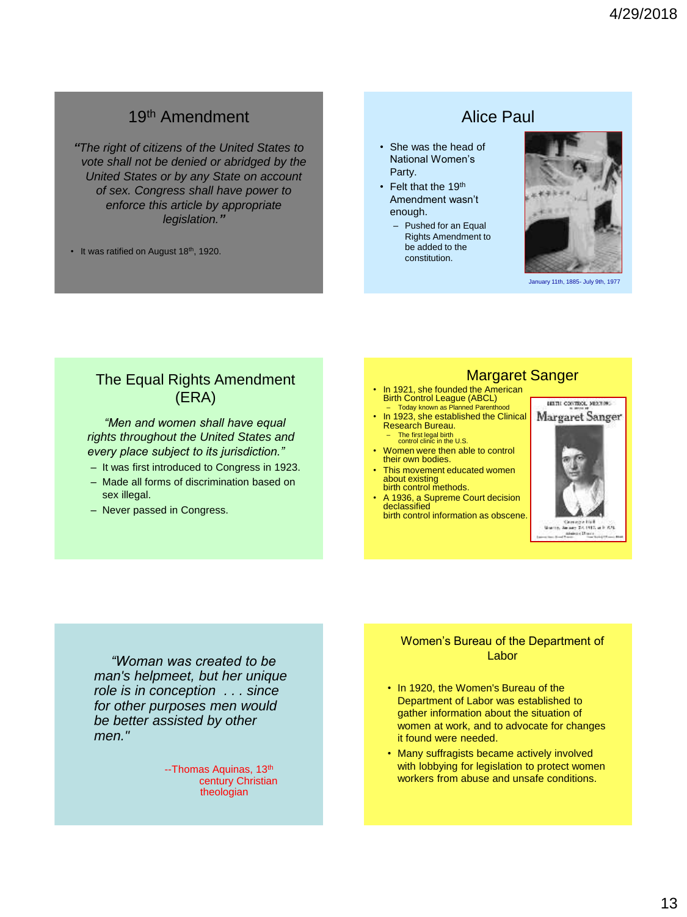## 19th Amendment

*"The right of citizens of the United States to vote shall not be denied or abridged by the United States or by any State on account of sex. Congress shall have power to enforce this article by appropriate legislation."*

- It was ratified on August 18th, 1920.

## Alice Paul

- She was the head of National Women's Party.
- Felt that the 19th Amendment wasn't enough.
  - Pushed for an Equal Rights Amendment to be added to the constitution.

January 11th, 1885- July 9th, 1977

## The Equal Rights Amendment (ERA)

*"Men and women shall have equal rights throughout the United States and every place subject to its jurisdiction."*

- It was first introduced to Congress in 1923.
- Made all forms of discrimination based on sex illegal.
- Never passed in Congress.

## Margaret Sanger

- In 1921, she founded the American Birth Control League (ABCL)
  - Today known as Planned Parenthood
- In 1923, she established the Clinical Research Bureau.
  - The first legal birth control clinic in the U.S.
- Women were then able to control their own bodies.
- This movement educated women about existing birth control methods.
- A 1936, a Supreme Court decision declassified birth control information as obscene.

*"Woman was created to be man's helpmeet, but her unique role is in conception . . . since for other purposes men would be better assisted by other men."*

--Thomas Aquinas, 13th century Christian theologian

## Women's Bureau of the Department of Labor

- In 1920, the Women's Bureau of the Department of Labor was established to gather information about the situation of women at work, and to advocate for changes it found were needed.
- Many suffragists became actively involved with lobbying for legislation to protect women workers from abuse and unsafe conditions.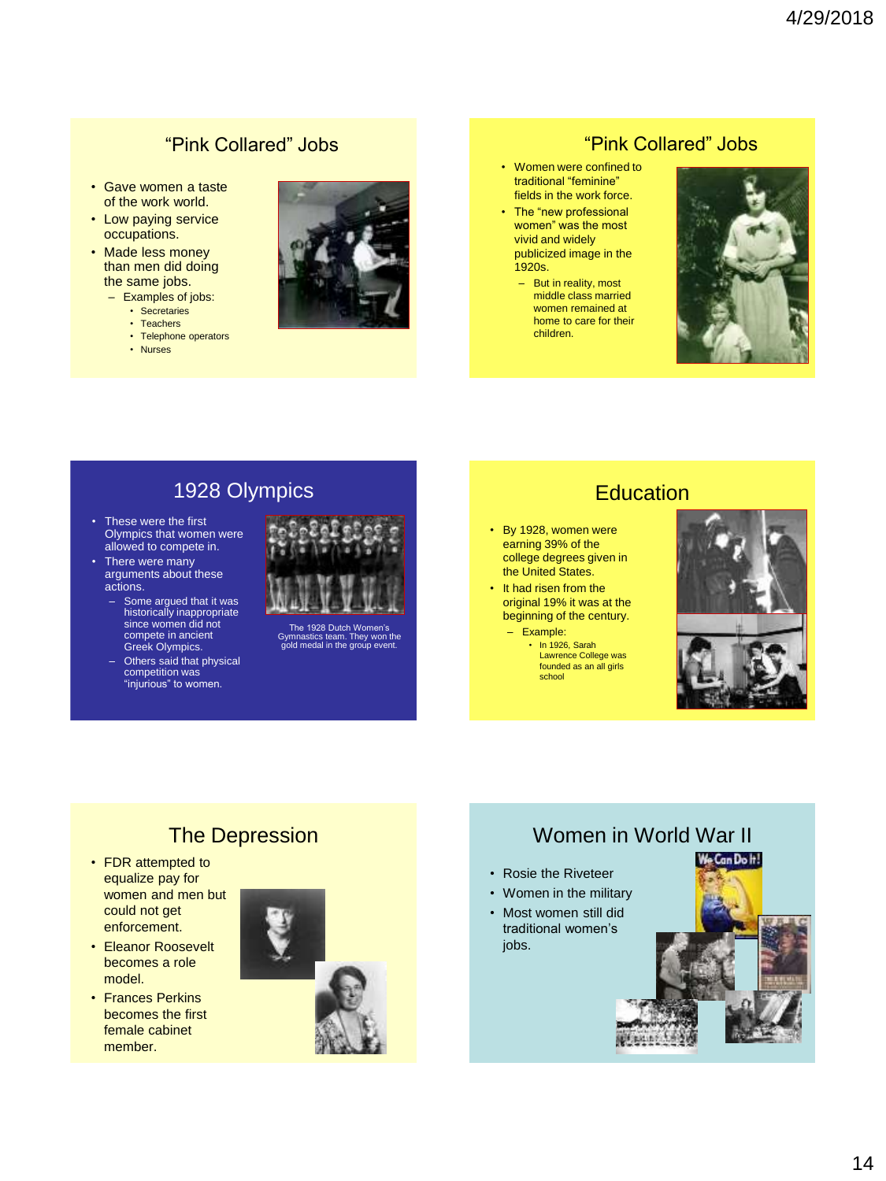## "Pink Collared" Jobs

- Gave women a taste of the work world.
- Low paying service occupations.
- Made less money than men did doing the same jobs.
  - Examples of jobs:
    - Secretaries
    - Teachers
    - Telephone operators
    - Nurses

## "Pink Collared" Jobs

- Women were confined to traditional "feminine" fields in the work force.
- The "new professional women" was the most vivid and widely publicized image in the 1920s.
  - But in reality, most middle class married women remained at home to care for their children.

## 1928 Olympics

- These were the first Olympics that women were allowed to compete in.
- There were many arguments about these actions.
  - Some argued that it was historically inappropriate since women did not compete in ancient Greek Olympics.
  - Others said that physical competition was "injurious" to women.

The 1928 Dutch Women's Gymnastics team. They won the gold medal in the group event.

## Education

- By 1928, women were earning 39% of the college degrees given in the United States.
- It had risen from the original 19% it was at the beginning of the century.
  - Example:
    - In 1926, Sarah Lawrence College was founded as an all girls school

## The Depression

- FDR attempted to equalize pay for women and men but could not get enforcement.
- Eleanor Roosevelt becomes a role model.
- Frances Perkins becomes the first female cabinet member.

## Women in World War II

- Rosie the Riveteer
- Women in the military
- Most women still did traditional women's jobs.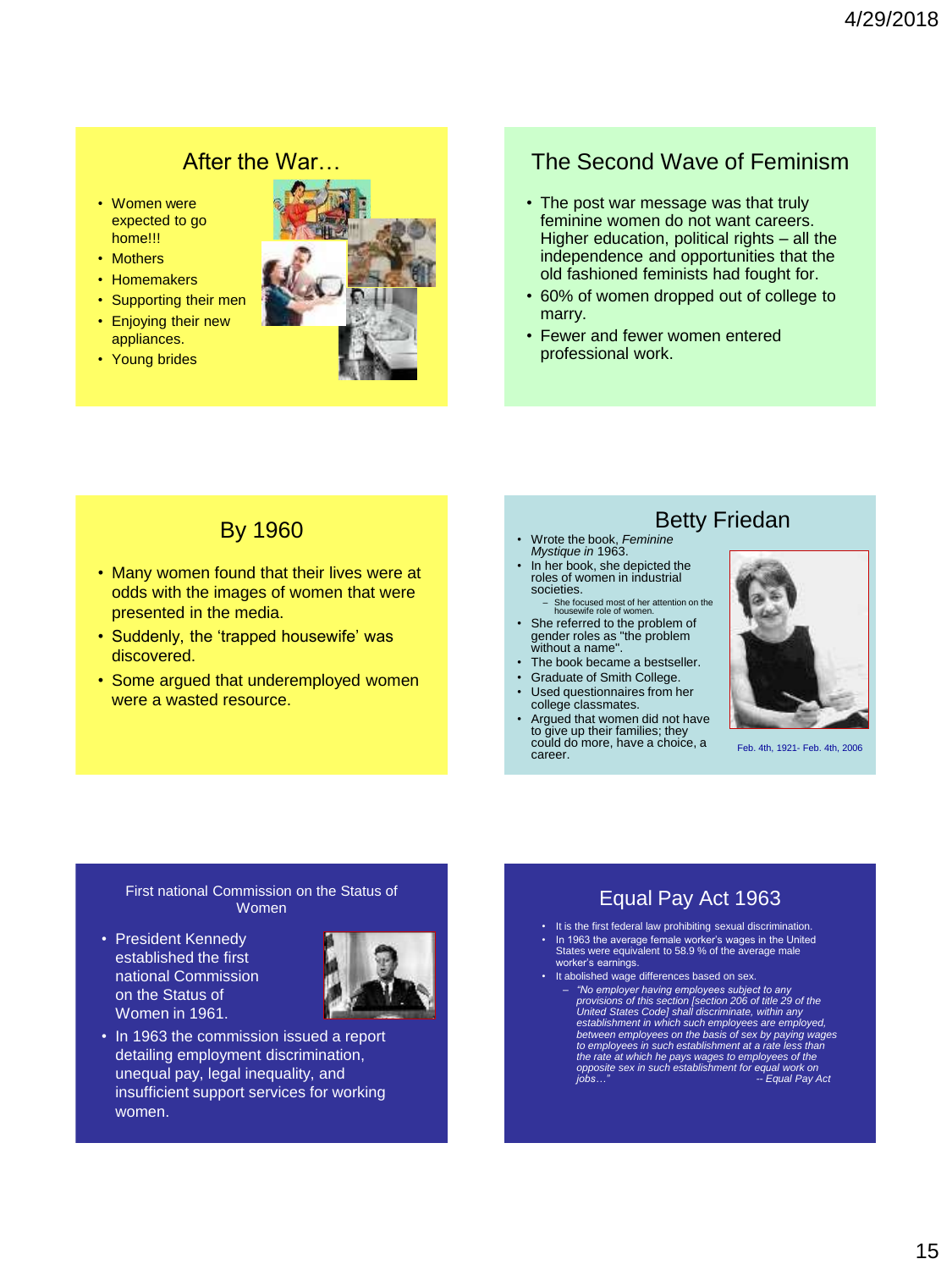## After the War…

- Women were expected to go home!!!
- Mothers
- Homemakers
- Supporting their men
- Enjoying their new appliances.
- Young brides

## The Second Wave of Feminism

- The post war message was that truly feminine women do not want careers. Higher education, political rights – all the independence and opportunities that the old fashioned feminists had fought for.
- 60% of women dropped out of college to marry.
- Fewer and fewer women entered professional work.

## By 1960

- Many women found that their lives were at odds with the images of women that were presented in the media.
- Suddenly, the 'trapped housewife' was discovered.
- Some argued that underemployed women were a wasted resource.

## Betty Friedan

- Wrote the book, *Feminine Mystique in* 1963.
- In her book, she depicted the roles of women in industrial societies.
  - She focused most of her attention on the housewife role of women.
- She referred to the problem of gender roles as "the problem without a name".
- The book became a bestseller.
- Graduate of Smith College.
- Used questionnaires from her college classmates.
- Argued that women did not have to give up their families; they could do more, have a choice, a career.

Feb. 4th, 1921- Feb. 4th, 2006

## First national Commission on the Status of Women

- President Kennedy established the first national Commission on the Status of Women in 1961.
- In 1963 the commission issued a report detailing employment discrimination, unequal pay, legal inequality, and insufficient support services for working women.

## Equal Pay Act 1963

- It is the first federal law prohibiting sexual discrimination.
- In 1963 the average female worker's wages in the United States were equivalent to 58.9 % of the average male worker's earnings.
- It abolished wage differences based on sex.
  - *"No employer having employees subject to any provisions of this section [section 206 of title 29 of the United States Code] shall discriminate, within any establishment in which such employees are employed, between employees on the basis of sex by paying wages to employees in such establishment at a rate less than the rate at which he pays wages to employees of the opposite sex in such establishment for equal work on jobs…"* *-- Equal Pay Act*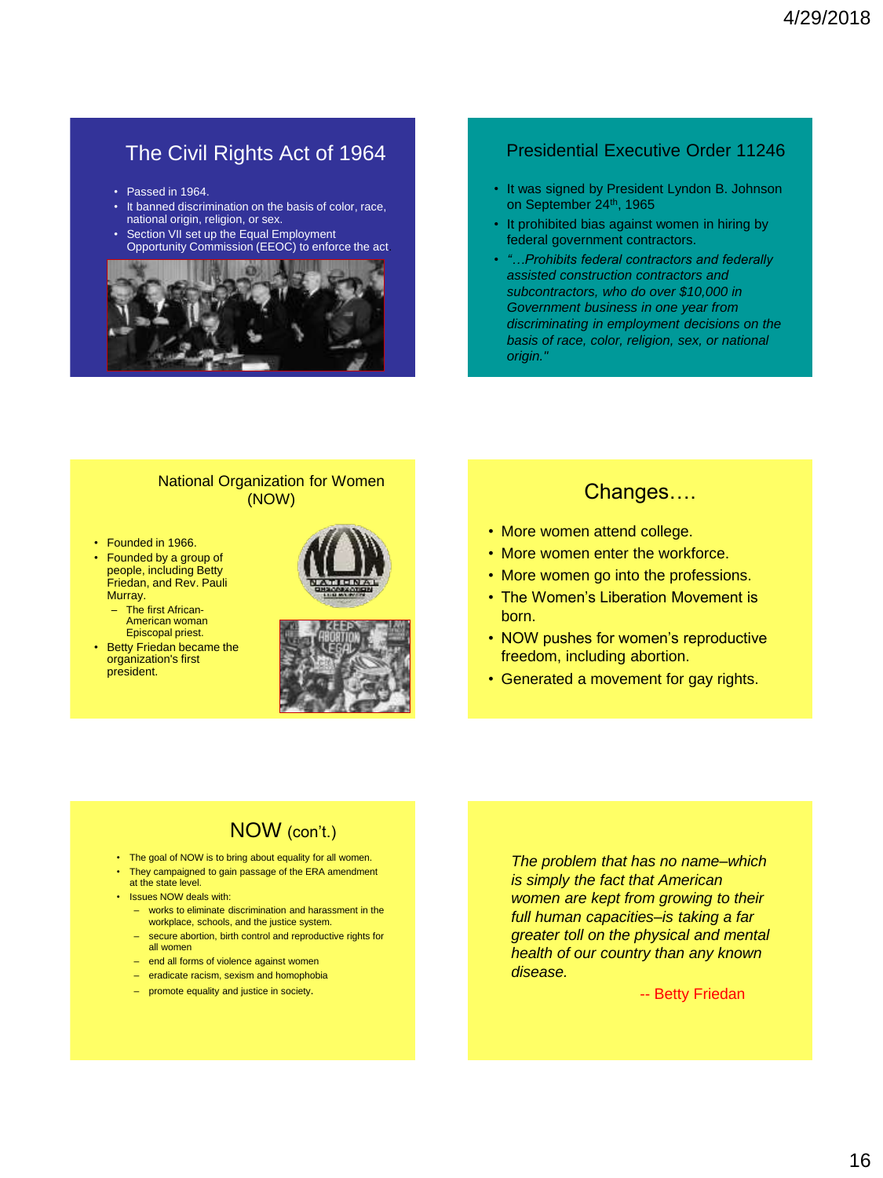## The Civil Rights Act of 1964

- Passed in 1964.
- It banned discrimination on the basis of color, race, national origin, religion, or sex.
- Section VII set up the Equal Employment Opportunity Commission (EEOC) to enforce the act

## Presidential Executive Order 11246

- It was signed by President Lyndon B. Johnson on September 24th, 1965
- It prohibited bias against women in hiring by federal government contractors.
- *"…Prohibits federal contractors and federally assisted construction contractors and subcontractors, who do over $10,000 in Government business in one year from discriminating in employment decisions on the basis of race, color, religion, sex, or national origin."*

## National Organization for Women (NOW)

- Founded in 1966.
- Founded by a group of people, including Betty Friedan, and Rev. Pauli Murray.
  - The first African-American woman Episcopal priest.
- Betty Friedan became the organization's first president.

## Changes….

- More women attend college.
- More women enter the workforce.
- More women go into the professions.
- The Women's Liberation Movement is born.
- NOW pushes for women's reproductive freedom, including abortion.
- Generated a movement for gay rights.

## NOW (con't.)

- The goal of NOW is to bring about equality for all women.
- They campaigned to gain passage of the ERA amendment at the state level.
- Issues NOW deals with:
  - works to eliminate discrimination and harassment in the workplace, schools, and the justice system.
  - secure abortion, birth control and reproductive rights for all women
  - end all forms of violence against women
  - eradicate racism, sexism and homophobia
  - promote equality and justice in society.

*The problem that has no name–which is simply the fact that American women are kept from growing to their full human capacities–is taking a far greater toll on the physical and mental health of our country than any known disease.*

-- Betty Friedan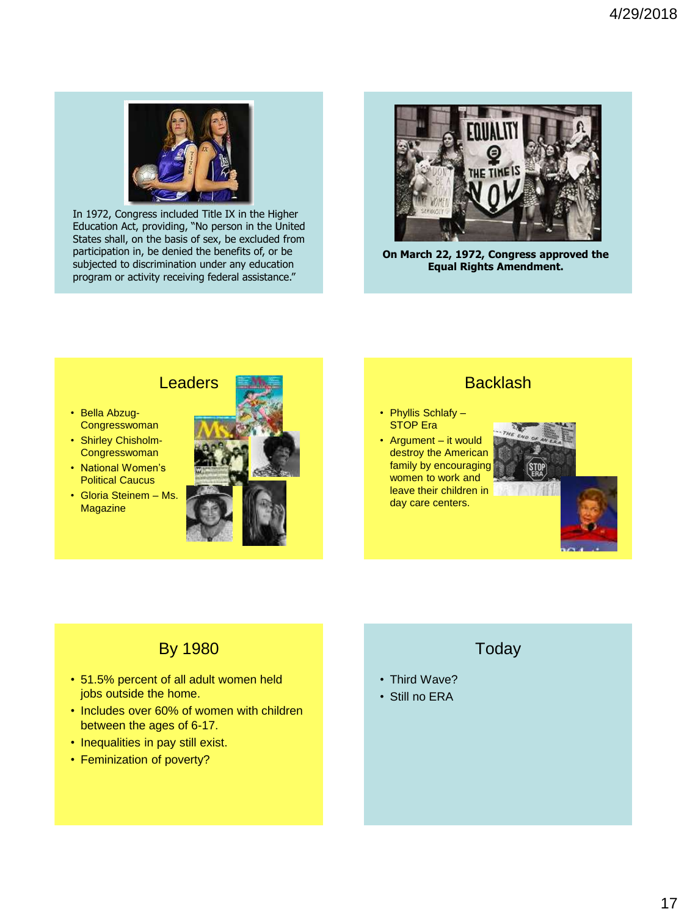In 1972, Congress included Title IX in the Higher Education Act, providing, "No person in the United States shall, on the basis of sex, be excluded from participation in, be denied the benefits of, or be subjected to discrimination under any education program or activity receiving federal assistance."

**On March 22, 1972, Congress approved the Equal Rights Amendment.**

## Leaders

- Bella Abzug- Congresswoman
- Shirley Chisholm- Congresswoman
- National Women's Political Caucus
- Gloria Steinem – Ms. Magazine

## Backlash

- Phyllis Schlafy – STOP Era
- Argument – it would destroy the American family by encouraging women to work and leave their children in day care centers.

## By 1980

- 51.5% percent of all adult women held jobs outside the home.
- Includes over 60% of women with children between the ages of 6-17.
- Inequalities in pay still exist.
- Feminization of poverty?

## Today

- Third Wave?
- Still no ERA